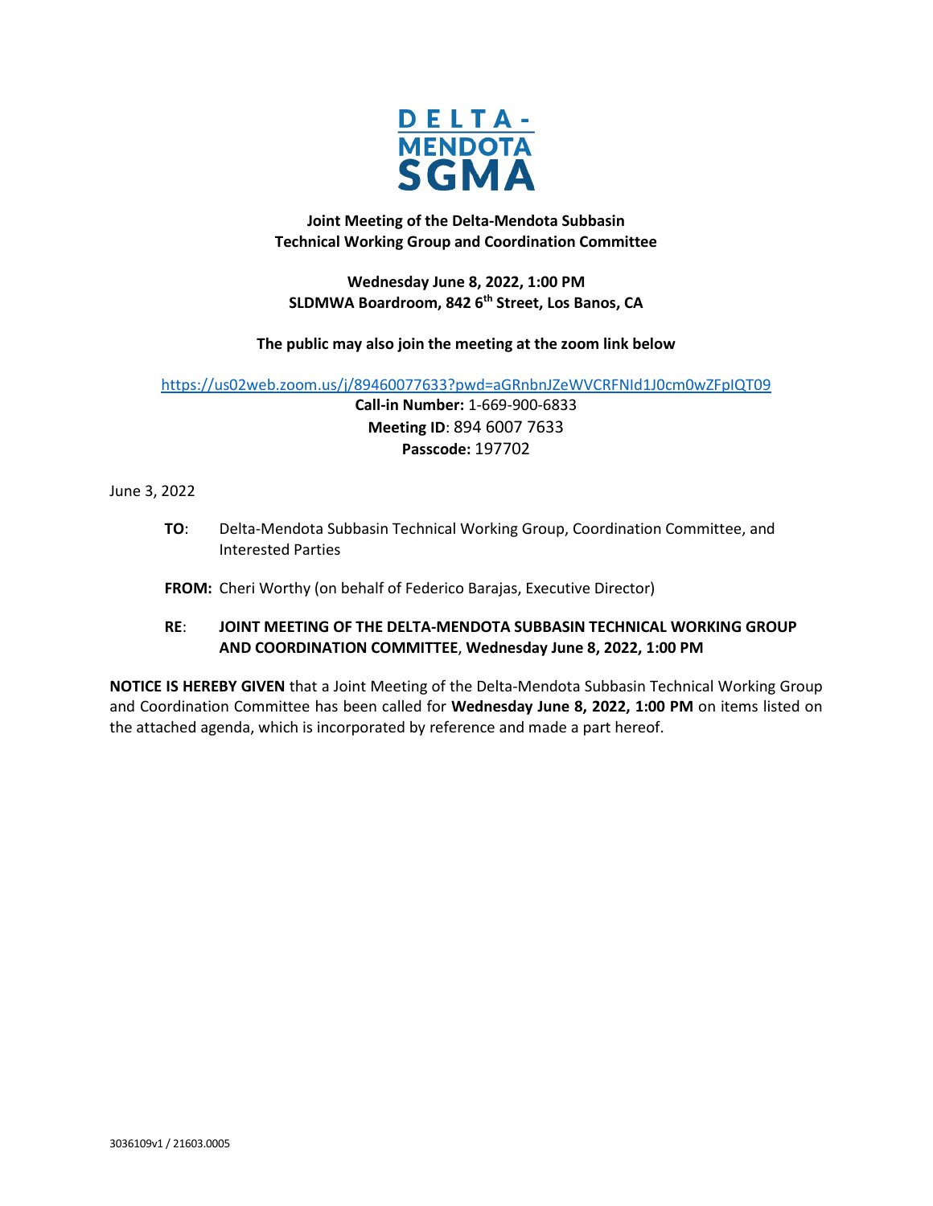**DELTA-MENDOTA SGMA**

**Joint Meeting of the Delta-Mendota Subbasin Technical Working Group and Coordination Committee**

**Wednesday June 8, 2022, 1:00 PM**
**SLDMWA Boardroom, 842 6th Street, Los Banos, CA**

**The public may also join the meeting at the zoom link below**

https://us02web.zoom.us/j/89460077633?pwd=aGRnbnJZeWVCRFNId1J0cm0wZFpIQT09

**Call-in Number:** 1-669-900-6833
**Meeting ID**: 894 6007 7633
**Passcode:** 197702

June 3, 2022

**TO**: Delta-Mendota Subbasin Technical Working Group, Coordination Committee, and Interested Parties

**FROM:** Cheri Worthy (on behalf of Federico Barajas, Executive Director)

**RE**: **JOINT MEETING OF THE DELTA-MENDOTA SUBBASIN TECHNICAL WORKING GROUP AND COORDINATION COMMITTEE**, **Wednesday June 8, 2022, 1:00 PM**

**NOTICE IS HEREBY GIVEN** that a Joint Meeting of the Delta-Mendota Subbasin Technical Working Group and Coordination Committee has been called for **Wednesday June 8, 2022, 1:00 PM** on items listed on the attached agenda, which is incorporated by reference and made a part hereof.

3036109v1 / 21603.0005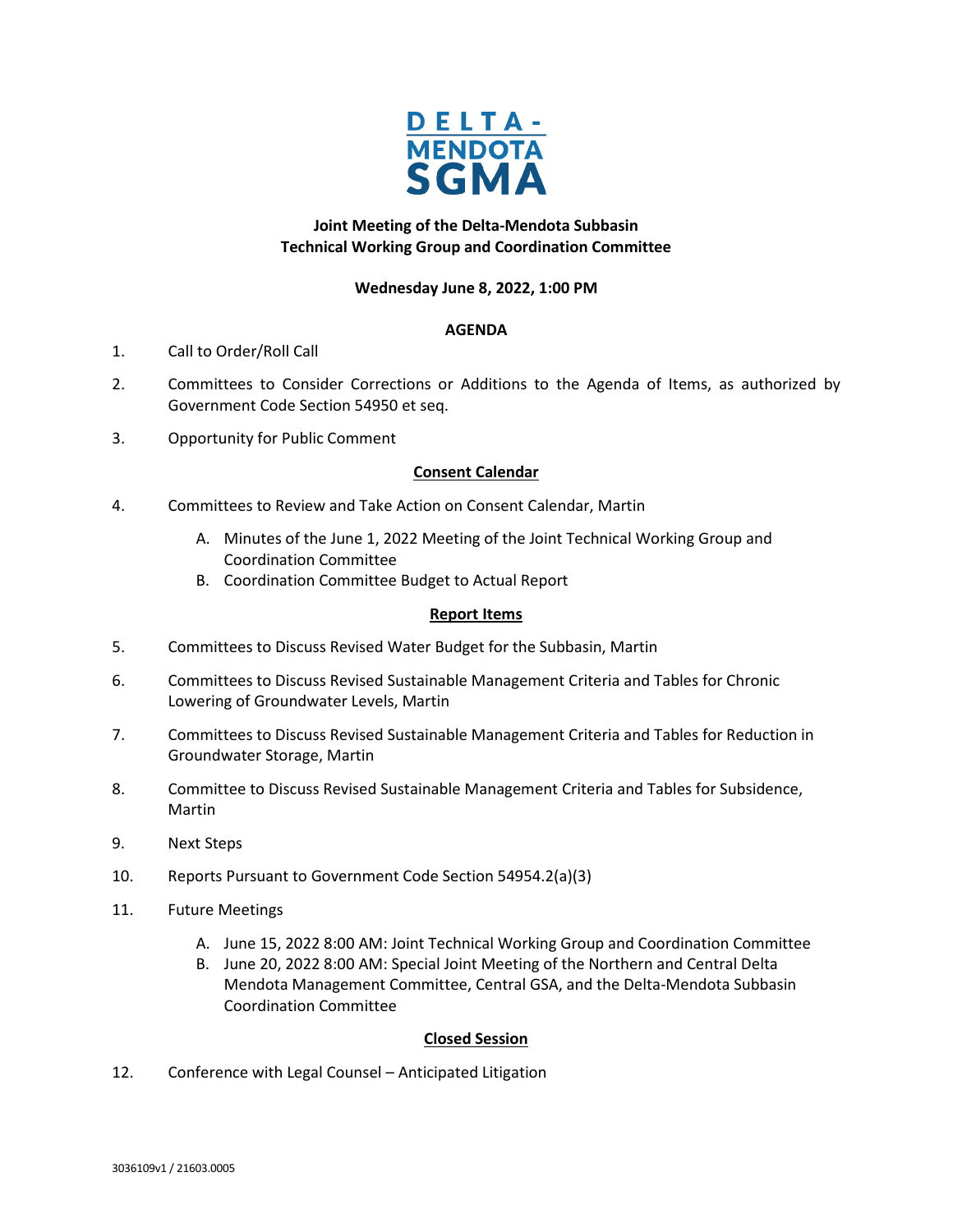DELTA-MENDOTA SGMA

**Joint Meeting of the Delta-Mendota Subbasin**
**Technical Working Group and Coordination Committee**

**Wednesday June 8, 2022, 1:00 PM**

**AGENDA**

1. Call to Order/Roll Call

2. Committees to Consider Corrections or Additions to the Agenda of Items, as authorized by Government Code Section 54950 et seq.

3. Opportunity for Public Comment

**Consent Calendar**

4. Committees to Review and Take Action on Consent Calendar, Martin
   - A. Minutes of the June 1, 2022 Meeting of the Joint Technical Working Group and Coordination Committee
   - B. Coordination Committee Budget to Actual Report

**Report Items**

5. Committees to Discuss Revised Water Budget for the Subbasin, Martin

6. Committees to Discuss Revised Sustainable Management Criteria and Tables for Chronic Lowering of Groundwater Levels, Martin

7. Committees to Discuss Revised Sustainable Management Criteria and Tables for Reduction in Groundwater Storage, Martin

8. Committee to Discuss Revised Sustainable Management Criteria and Tables for Subsidence, Martin

9. Next Steps

10. Reports Pursuant to Government Code Section 54954.2(a)(3)

11. Future Meetings
   - A. June 15, 2022 8:00 AM: Joint Technical Working Group and Coordination Committee
   - B. June 20, 2022 8:00 AM: Special Joint Meeting of the Northern and Central Delta Mendota Management Committee, Central GSA, and the Delta-Mendota Subbasin Coordination Committee

**Closed Session**

12. Conference with Legal Counsel – Anticipated Litigation

3036109v1 / 21603.0005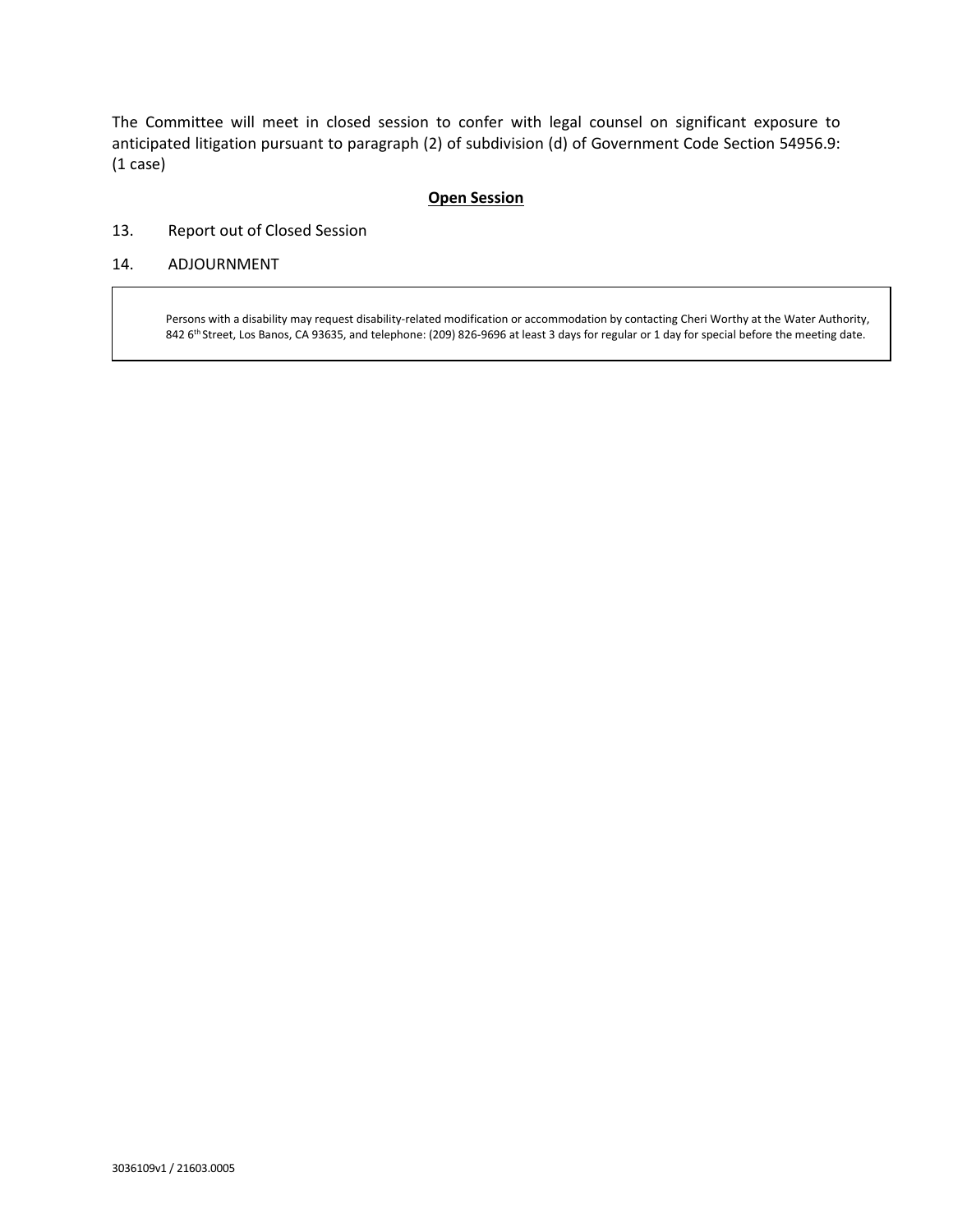The Committee will meet in closed session to confer with legal counsel on significant exposure to anticipated litigation pursuant to paragraph (2) of subdivision (d) of Government Code Section 54956.9: (1 case)

**Open Session**

13. Report out of Closed Session

14. ADJOURNMENT

> Persons with a disability may request disability-related modification or accommodation by contacting Cheri Worthy at the Water Authority, 842 6th Street, Los Banos, CA 93635, and telephone: (209) 826-9696 at least 3 days for regular or 1 day for special before the meeting date.

3036109v1 / 21603.0005